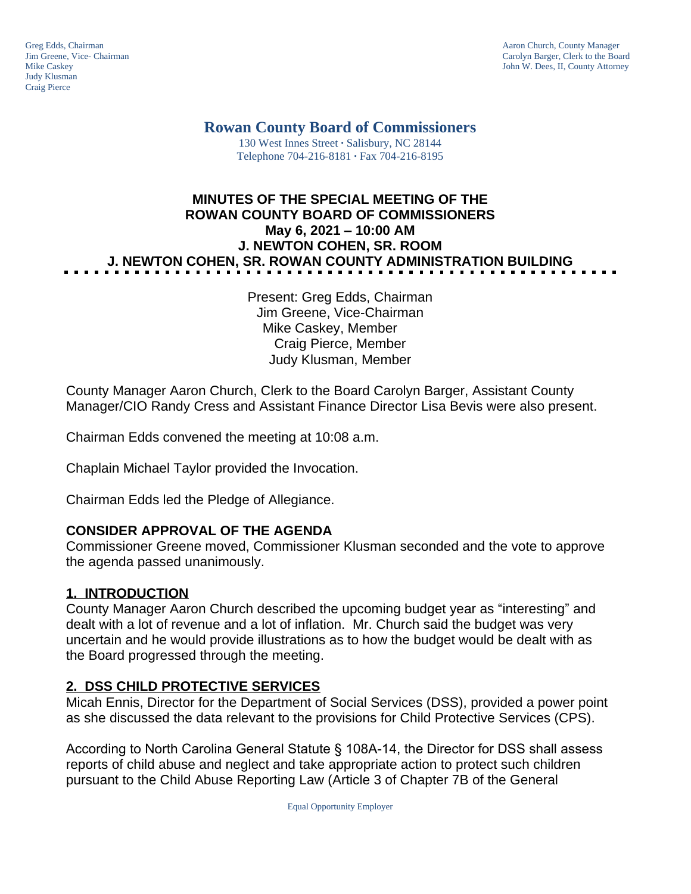Greg Edds, Chairman
Jim Greene, Vice- Chairman
Mike Caskey
Judy Klusman
Craig Pierce

Aaron Church, County Manager
Carolyn Barger, Clerk to the Board
John W. Dees, II, County Attorney

# Rowan County Board of Commissioners

130 West Innes Street · Salisbury, NC 28144
Telephone 704-216-8181 · Fax 704-216-8195

## MINUTES OF THE SPECIAL MEETING OF THE ROWAN COUNTY BOARD OF COMMISSIONERS May 6, 2021 – 10:00 AM J. NEWTON COHEN, SR. ROOM J. NEWTON COHEN, SR. ROWAN COUNTY ADMINISTRATION BUILDING

Present: Greg Edds, Chairman
Jim Greene, Vice-Chairman
Mike Caskey, Member
Craig Pierce, Member
Judy Klusman, Member

County Manager Aaron Church, Clerk to the Board Carolyn Barger, Assistant County Manager/CIO Randy Cress and Assistant Finance Director Lisa Bevis were also present.

Chairman Edds convened the meeting at 10:08 a.m.

Chaplain Michael Taylor provided the Invocation.

Chairman Edds led the Pledge of Allegiance.

**CONSIDER APPROVAL OF THE AGENDA**

Commissioner Greene moved, Commissioner Klusman seconded and the vote to approve the agenda passed unanimously.

**1. INTRODUCTION**

County Manager Aaron Church described the upcoming budget year as "interesting" and dealt with a lot of revenue and a lot of inflation. Mr. Church said the budget was very uncertain and he would provide illustrations as to how the budget would be dealt with as the Board progressed through the meeting.

**2. DSS CHILD PROTECTIVE SERVICES**

Micah Ennis, Director for the Department of Social Services (DSS), provided a power point as she discussed the data relevant to the provisions for Child Protective Services (CPS).

According to North Carolina General Statute § 108A-14, the Director for DSS shall assess reports of child abuse and neglect and take appropriate action to protect such children pursuant to the Child Abuse Reporting Law (Article 3 of Chapter 7B of the General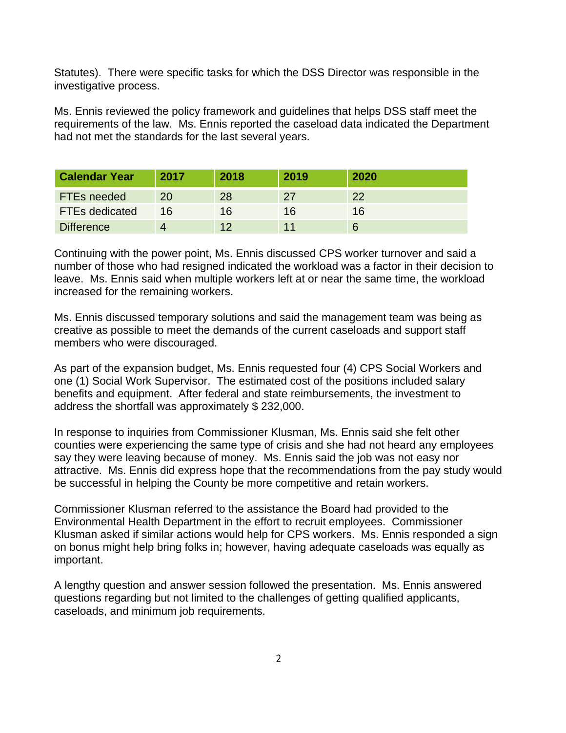Statutes). There were specific tasks for which the DSS Director was responsible in the investigative process.

Ms. Ennis reviewed the policy framework and guidelines that helps DSS staff meet the requirements of the law. Ms. Ennis reported the caseload data indicated the Department had not met the standards for the last several years.

| Calendar Year | 2017 | 2018 | 2019 | 2020 |
|---|---|---|---|---|
| FTEs needed | 20 | 28 | 27 | 22 |
| FTEs dedicated | 16 | 16 | 16 | 16 |
| Difference | 4 | 12 | 11 | 6 |

Continuing with the power point, Ms. Ennis discussed CPS worker turnover and said a number of those who had resigned indicated the workload was a factor in their decision to leave. Ms. Ennis said when multiple workers left at or near the same time, the workload increased for the remaining workers.

Ms. Ennis discussed temporary solutions and said the management team was being as creative as possible to meet the demands of the current caseloads and support staff members who were discouraged.

As part of the expansion budget, Ms. Ennis requested four (4) CPS Social Workers and one (1) Social Work Supervisor. The estimated cost of the positions included salary benefits and equipment. After federal and state reimbursements, the investment to address the shortfall was approximately $ 232,000.

In response to inquiries from Commissioner Klusman, Ms. Ennis said she felt other counties were experiencing the same type of crisis and she had not heard any employees say they were leaving because of money. Ms. Ennis said the job was not easy nor attractive. Ms. Ennis did express hope that the recommendations from the pay study would be successful in helping the County be more competitive and retain workers.

Commissioner Klusman referred to the assistance the Board had provided to the Environmental Health Department in the effort to recruit employees. Commissioner Klusman asked if similar actions would help for CPS workers. Ms. Ennis responded a sign on bonus might help bring folks in; however, having adequate caseloads was equally as important.

A lengthy question and answer session followed the presentation. Ms. Ennis answered questions regarding but not limited to the challenges of getting qualified applicants, caseloads, and minimum job requirements.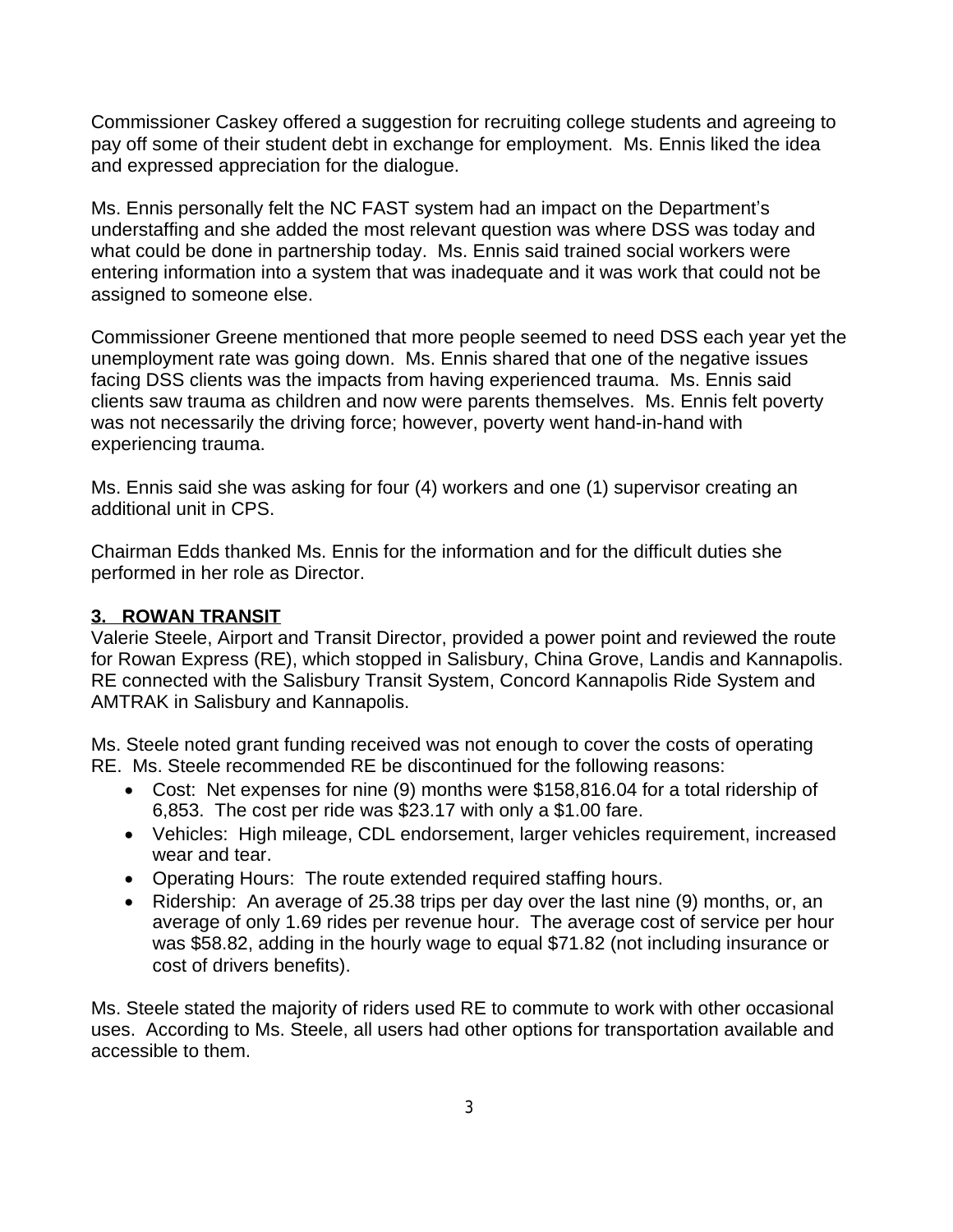Commissioner Caskey offered a suggestion for recruiting college students and agreeing to pay off some of their student debt in exchange for employment. Ms. Ennis liked the idea and expressed appreciation for the dialogue.

Ms. Ennis personally felt the NC FAST system had an impact on the Department's understaffing and she added the most relevant question was where DSS was today and what could be done in partnership today. Ms. Ennis said trained social workers were entering information into a system that was inadequate and it was work that could not be assigned to someone else.

Commissioner Greene mentioned that more people seemed to need DSS each year yet the unemployment rate was going down. Ms. Ennis shared that one of the negative issues facing DSS clients was the impacts from having experienced trauma. Ms. Ennis said clients saw trauma as children and now were parents themselves. Ms. Ennis felt poverty was not necessarily the driving force; however, poverty went hand-in-hand with experiencing trauma.

Ms. Ennis said she was asking for four (4) workers and one (1) supervisor creating an additional unit in CPS.

Chairman Edds thanked Ms. Ennis for the information and for the difficult duties she performed in her role as Director.

## 3. ROWAN TRANSIT

Valerie Steele, Airport and Transit Director, provided a power point and reviewed the route for Rowan Express (RE), which stopped in Salisbury, China Grove, Landis and Kannapolis. RE connected with the Salisbury Transit System, Concord Kannapolis Ride System and AMTRAK in Salisbury and Kannapolis.

Ms. Steele noted grant funding received was not enough to cover the costs of operating RE. Ms. Steele recommended RE be discontinued for the following reasons:

- Cost: Net expenses for nine (9) months were $158,816.04 for a total ridership of 6,853. The cost per ride was $23.17 with only a $1.00 fare.
- Vehicles: High mileage, CDL endorsement, larger vehicles requirement, increased wear and tear.
- Operating Hours: The route extended required staffing hours.
- Ridership: An average of 25.38 trips per day over the last nine (9) months, or, an average of only 1.69 rides per revenue hour. The average cost of service per hour was $58.82, adding in the hourly wage to equal $71.82 (not including insurance or cost of drivers benefits).

Ms. Steele stated the majority of riders used RE to commute to work with other occasional uses. According to Ms. Steele, all users had other options for transportation available and accessible to them.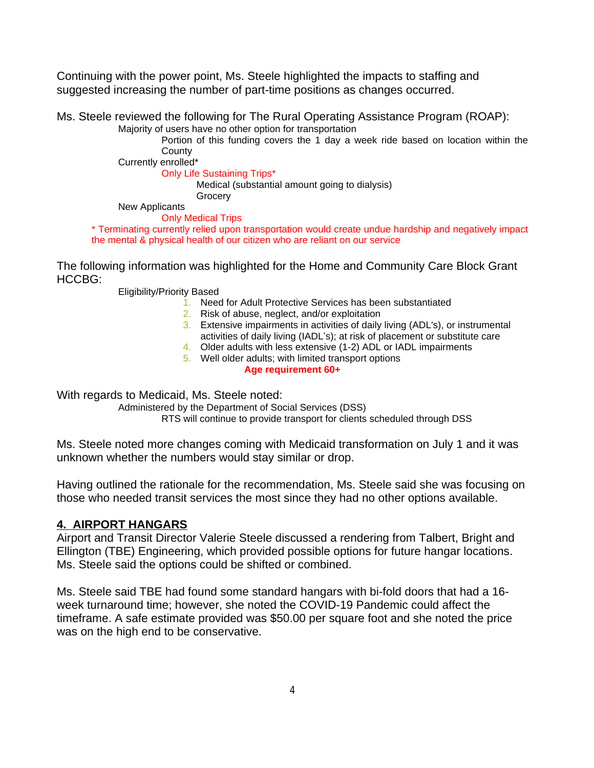Continuing with the power point, Ms. Steele highlighted the impacts to staffing and suggested increasing the number of part-time positions as changes occurred.

Ms. Steele reviewed the following for The Rural Operating Assistance Program (ROAP):

- Majority of users have no other option for transportation
  - Portion of this funding covers the 1 day a week ride based on location within the County
- Currently enrolled*
  - Only Life Sustaining Trips*
    - Medical (substantial amount going to dialysis)
    - Grocery
- New Applicants
  - Only Medical Trips

\* Terminating currently relied upon transportation would create undue hardship and negatively impact the mental & physical health of our citizen who are reliant on our service

The following information was highlighted for the Home and Community Care Block Grant HCCBG:

- Eligibility/Priority Based
  1. Need for Adult Protective Services has been substantiated
  2. Risk of abuse, neglect, and/or exploitation
  3. Extensive impairments in activities of daily living (ADL's), or instrumental activities of daily living (IADL's); at risk of placement or substitute care
  4. Older adults with less extensive (1-2) ADL or IADL impairments
  5. Well older adults; with limited transport options

**Age requirement 60+**

With regards to Medicaid, Ms. Steele noted:

- Administered by the Department of Social Services (DSS)
  - RTS will continue to provide transport for clients scheduled through DSS

Ms. Steele noted more changes coming with Medicaid transformation on July 1 and it was unknown whether the numbers would stay similar or drop.

Having outlined the rationale for the recommendation, Ms. Steele said she was focusing on those who needed transit services the most since they had no other options available.

## 4. AIRPORT HANGARS

Airport and Transit Director Valerie Steele discussed a rendering from Talbert, Bright and Ellington (TBE) Engineering, which provided possible options for future hangar locations. Ms. Steele said the options could be shifted or combined.

Ms. Steele said TBE had found some standard hangars with bi-fold doors that had a 16-week turnaround time; however, she noted the COVID-19 Pandemic could affect the timeframe. A safe estimate provided was $50.00 per square foot and she noted the price was on the high end to be conservative.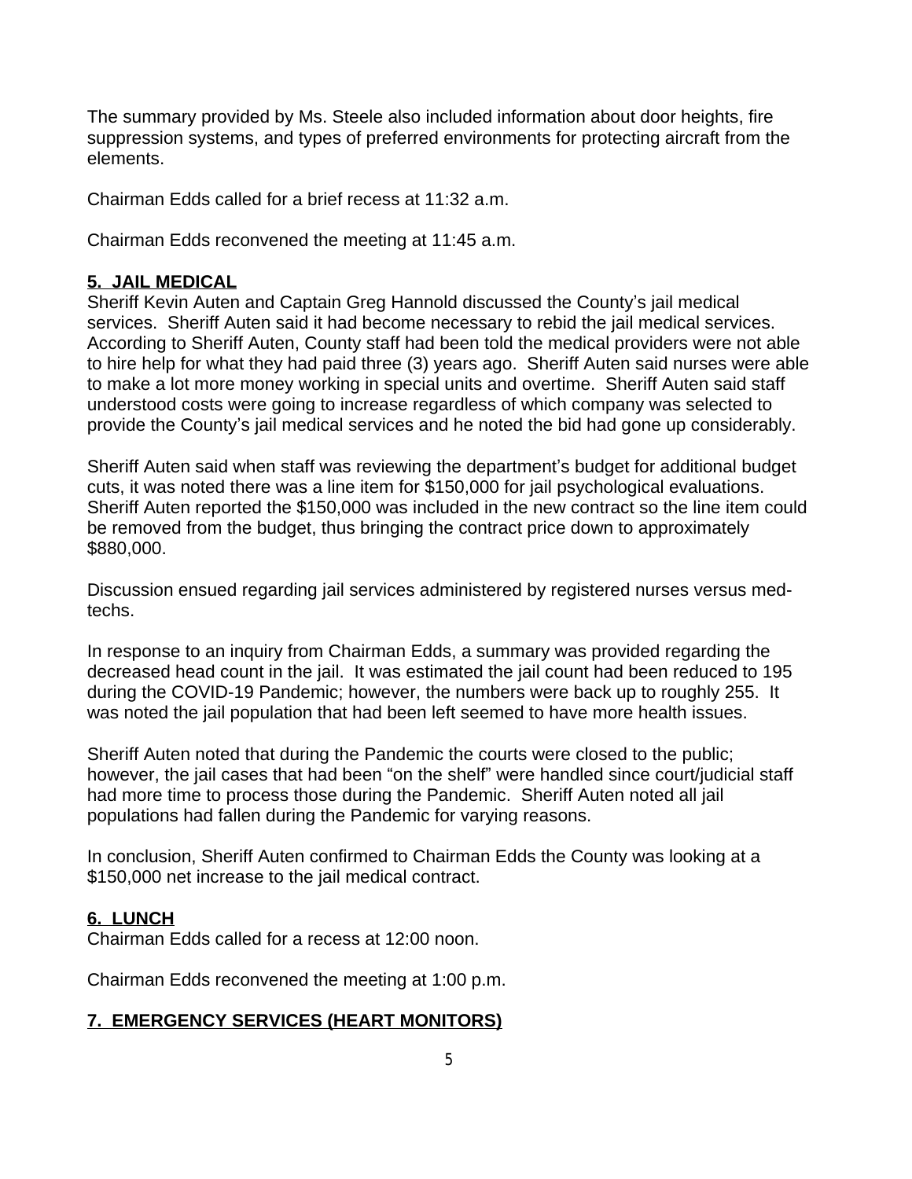The summary provided by Ms. Steele also included information about door heights, fire suppression systems, and types of preferred environments for protecting aircraft from the elements.

Chairman Edds called for a brief recess at 11:32 a.m.

Chairman Edds reconvened the meeting at 11:45 a.m.

**5. JAIL MEDICAL**

Sheriff Kevin Auten and Captain Greg Hannold discussed the County's jail medical services. Sheriff Auten said it had become necessary to rebid the jail medical services. According to Sheriff Auten, County staff had been told the medical providers were not able to hire help for what they had paid three (3) years ago. Sheriff Auten said nurses were able to make a lot more money working in special units and overtime. Sheriff Auten said staff understood costs were going to increase regardless of which company was selected to provide the County's jail medical services and he noted the bid had gone up considerably.

Sheriff Auten said when staff was reviewing the department's budget for additional budget cuts, it was noted there was a line item for $150,000 for jail psychological evaluations. Sheriff Auten reported the $150,000 was included in the new contract so the line item could be removed from the budget, thus bringing the contract price down to approximately $880,000.

Discussion ensued regarding jail services administered by registered nurses versus med-techs.

In response to an inquiry from Chairman Edds, a summary was provided regarding the decreased head count in the jail. It was estimated the jail count had been reduced to 195 during the COVID-19 Pandemic; however, the numbers were back up to roughly 255. It was noted the jail population that had been left seemed to have more health issues.

Sheriff Auten noted that during the Pandemic the courts were closed to the public; however, the jail cases that had been "on the shelf" were handled since court/judicial staff had more time to process those during the Pandemic. Sheriff Auten noted all jail populations had fallen during the Pandemic for varying reasons.

In conclusion, Sheriff Auten confirmed to Chairman Edds the County was looking at a $150,000 net increase to the jail medical contract.

**6. LUNCH**

Chairman Edds called for a recess at 12:00 noon.

Chairman Edds reconvened the meeting at 1:00 p.m.

**7. EMERGENCY SERVICES (HEART MONITORS)**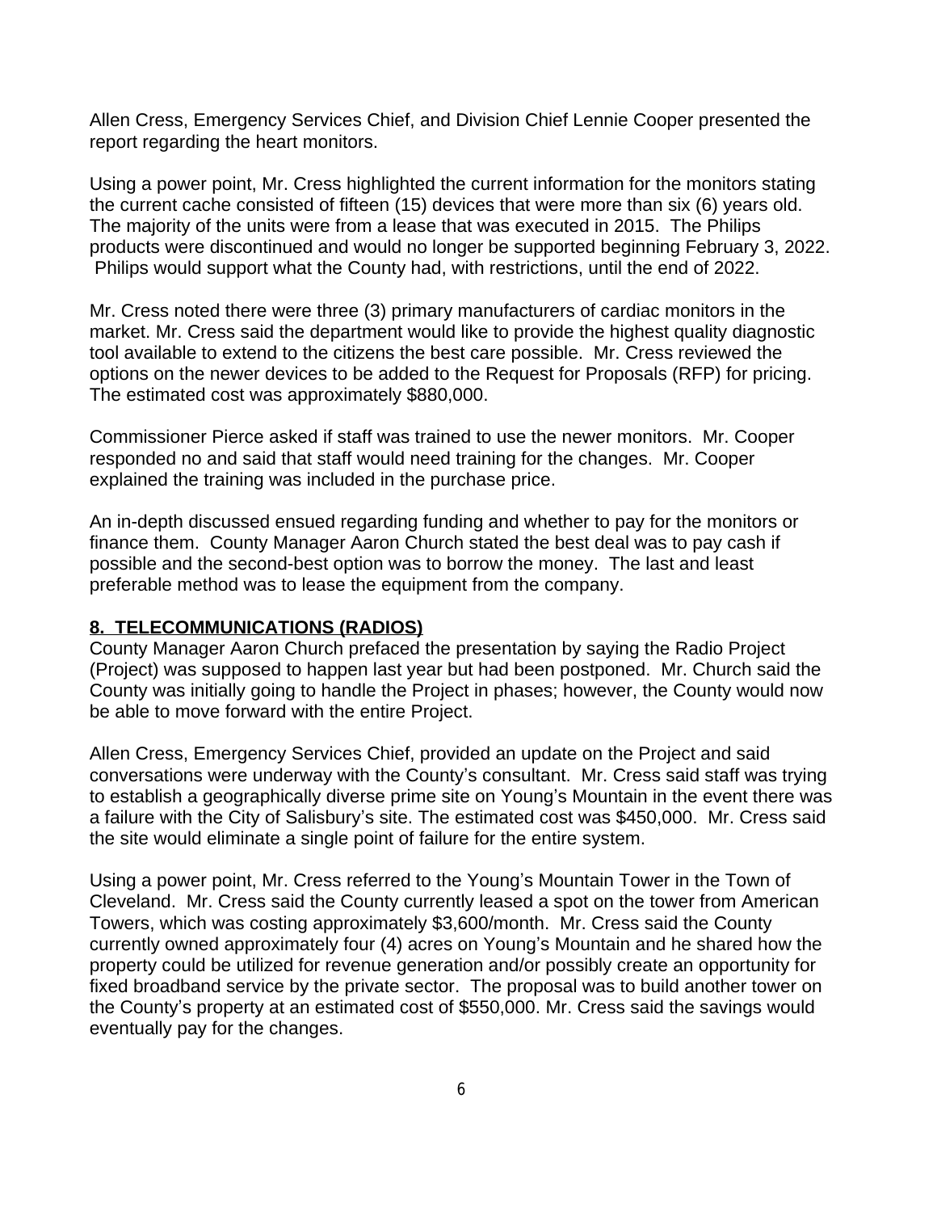Allen Cress, Emergency Services Chief, and Division Chief Lennie Cooper presented the report regarding the heart monitors.

Using a power point, Mr. Cress highlighted the current information for the monitors stating the current cache consisted of fifteen (15) devices that were more than six (6) years old. The majority of the units were from a lease that was executed in 2015. The Philips products were discontinued and would no longer be supported beginning February 3, 2022. Philips would support what the County had, with restrictions, until the end of 2022.

Mr. Cress noted there were three (3) primary manufacturers of cardiac monitors in the market. Mr. Cress said the department would like to provide the highest quality diagnostic tool available to extend to the citizens the best care possible. Mr. Cress reviewed the options on the newer devices to be added to the Request for Proposals (RFP) for pricing. The estimated cost was approximately $880,000.

Commissioner Pierce asked if staff was trained to use the newer monitors. Mr. Cooper responded no and said that staff would need training for the changes. Mr. Cooper explained the training was included in the purchase price.

An in-depth discussed ensued regarding funding and whether to pay for the monitors or finance them. County Manager Aaron Church stated the best deal was to pay cash if possible and the second-best option was to borrow the money. The last and least preferable method was to lease the equipment from the company.

## 8. TELECOMMUNICATIONS (RADIOS)

County Manager Aaron Church prefaced the presentation by saying the Radio Project (Project) was supposed to happen last year but had been postponed. Mr. Church said the County was initially going to handle the Project in phases; however, the County would now be able to move forward with the entire Project.

Allen Cress, Emergency Services Chief, provided an update on the Project and said conversations were underway with the County's consultant. Mr. Cress said staff was trying to establish a geographically diverse prime site on Young's Mountain in the event there was a failure with the City of Salisbury's site. The estimated cost was $450,000. Mr. Cress said the site would eliminate a single point of failure for the entire system.

Using a power point, Mr. Cress referred to the Young's Mountain Tower in the Town of Cleveland. Mr. Cress said the County currently leased a spot on the tower from American Towers, which was costing approximately $3,600/month. Mr. Cress said the County currently owned approximately four (4) acres on Young's Mountain and he shared how the property could be utilized for revenue generation and/or possibly create an opportunity for fixed broadband service by the private sector. The proposal was to build another tower on the County's property at an estimated cost of $550,000. Mr. Cress said the savings would eventually pay for the changes.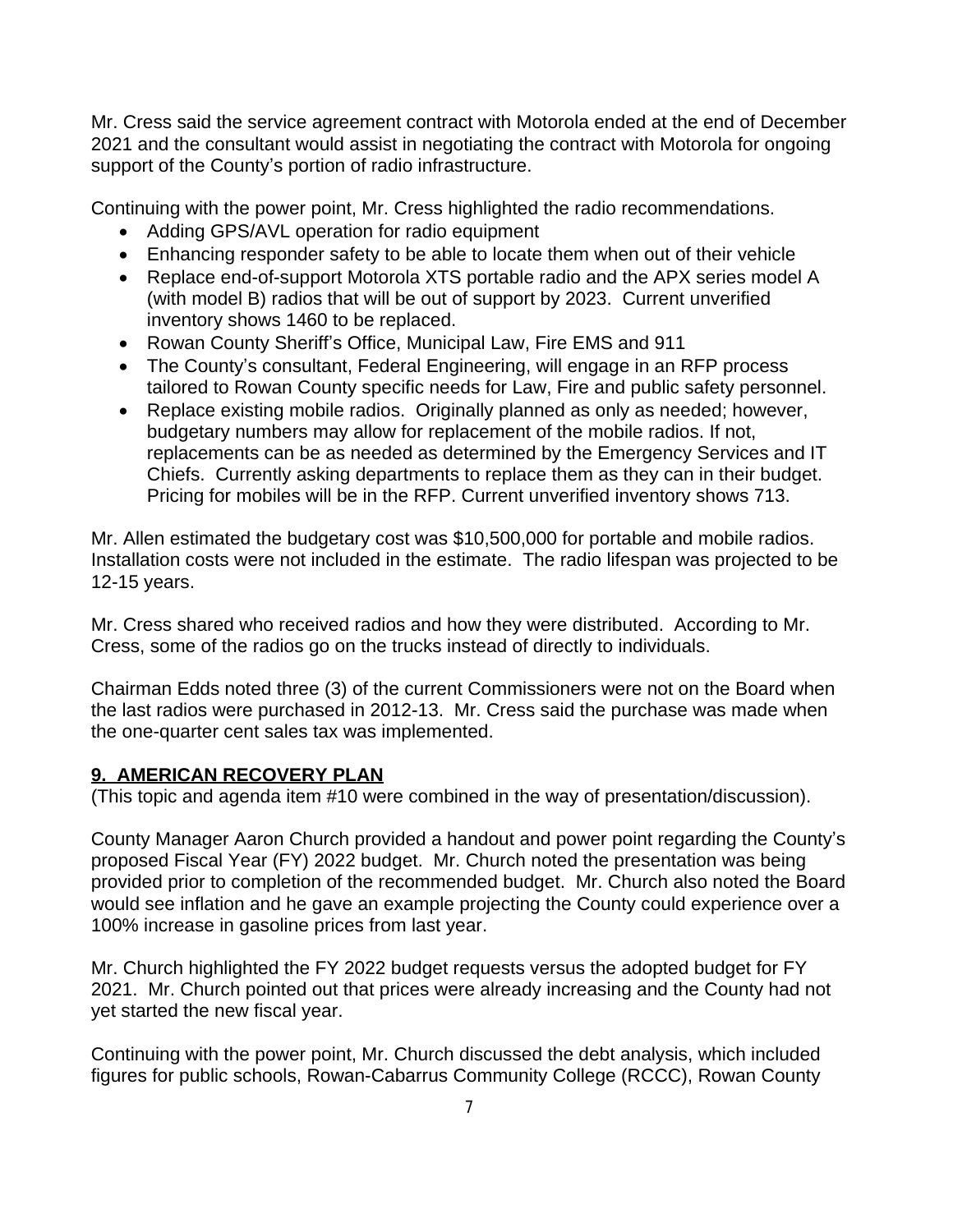Mr. Cress said the service agreement contract with Motorola ended at the end of December 2021 and the consultant would assist in negotiating the contract with Motorola for ongoing support of the County's portion of radio infrastructure.

Continuing with the power point, Mr. Cress highlighted the radio recommendations.

- Adding GPS/AVL operation for radio equipment
- Enhancing responder safety to be able to locate them when out of their vehicle
- Replace end-of-support Motorola XTS portable radio and the APX series model A (with model B) radios that will be out of support by 2023. Current unverified inventory shows 1460 to be replaced.
- Rowan County Sheriff's Office, Municipal Law, Fire EMS and 911
- The County's consultant, Federal Engineering, will engage in an RFP process tailored to Rowan County specific needs for Law, Fire and public safety personnel.
- Replace existing mobile radios. Originally planned as only as needed; however, budgetary numbers may allow for replacement of the mobile radios. If not, replacements can be as needed as determined by the Emergency Services and IT Chiefs. Currently asking departments to replace them as they can in their budget. Pricing for mobiles will be in the RFP. Current unverified inventory shows 713.

Mr. Allen estimated the budgetary cost was $10,500,000 for portable and mobile radios. Installation costs were not included in the estimate. The radio lifespan was projected to be 12-15 years.

Mr. Cress shared who received radios and how they were distributed. According to Mr. Cress, some of the radios go on the trucks instead of directly to individuals.

Chairman Edds noted three (3) of the current Commissioners were not on the Board when the last radios were purchased in 2012-13. Mr. Cress said the purchase was made when the one-quarter cent sales tax was implemented.

## 9. AMERICAN RECOVERY PLAN

(This topic and agenda item #10 were combined in the way of presentation/discussion).

County Manager Aaron Church provided a handout and power point regarding the County's proposed Fiscal Year (FY) 2022 budget. Mr. Church noted the presentation was being provided prior to completion of the recommended budget. Mr. Church also noted the Board would see inflation and he gave an example projecting the County could experience over a 100% increase in gasoline prices from last year.

Mr. Church highlighted the FY 2022 budget requests versus the adopted budget for FY 2021. Mr. Church pointed out that prices were already increasing and the County had not yet started the new fiscal year.

Continuing with the power point, Mr. Church discussed the debt analysis, which included figures for public schools, Rowan-Cabarrus Community College (RCCC), Rowan County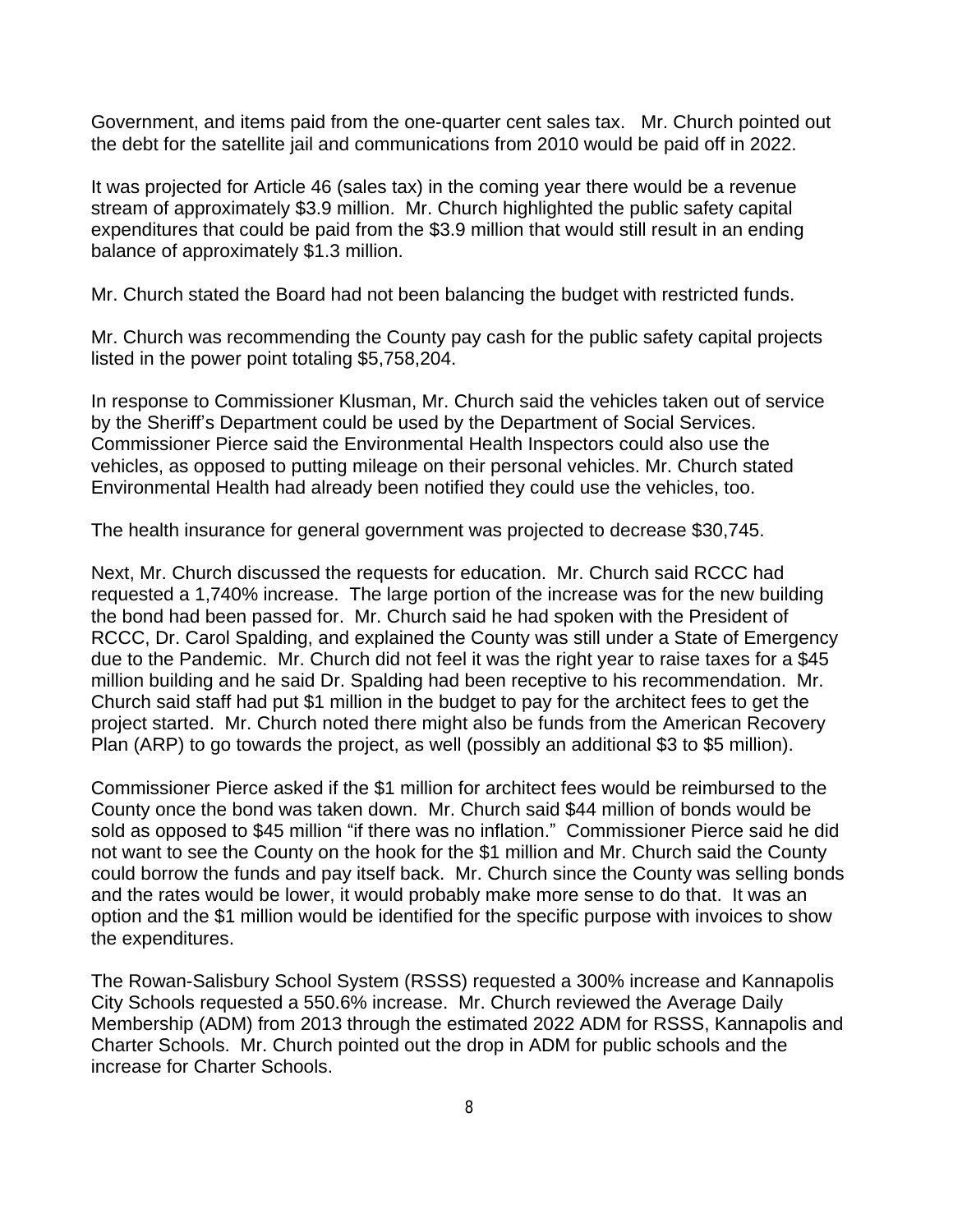Government, and items paid from the one-quarter cent sales tax. Mr. Church pointed out the debt for the satellite jail and communications from 2010 would be paid off in 2022.

It was projected for Article 46 (sales tax) in the coming year there would be a revenue stream of approximately $3.9 million. Mr. Church highlighted the public safety capital expenditures that could be paid from the $3.9 million that would still result in an ending balance of approximately $1.3 million.

Mr. Church stated the Board had not been balancing the budget with restricted funds.

Mr. Church was recommending the County pay cash for the public safety capital projects listed in the power point totaling $5,758,204.

In response to Commissioner Klusman, Mr. Church said the vehicles taken out of service by the Sheriff's Department could be used by the Department of Social Services. Commissioner Pierce said the Environmental Health Inspectors could also use the vehicles, as opposed to putting mileage on their personal vehicles. Mr. Church stated Environmental Health had already been notified they could use the vehicles, too.

The health insurance for general government was projected to decrease $30,745.

Next, Mr. Church discussed the requests for education. Mr. Church said RCCC had requested a 1,740% increase. The large portion of the increase was for the new building the bond had been passed for. Mr. Church said he had spoken with the President of RCCC, Dr. Carol Spalding, and explained the County was still under a State of Emergency due to the Pandemic. Mr. Church did not feel it was the right year to raise taxes for a $45 million building and he said Dr. Spalding had been receptive to his recommendation. Mr. Church said staff had put $1 million in the budget to pay for the architect fees to get the project started. Mr. Church noted there might also be funds from the American Recovery Plan (ARP) to go towards the project, as well (possibly an additional $3 to $5 million).

Commissioner Pierce asked if the $1 million for architect fees would be reimbursed to the County once the bond was taken down. Mr. Church said $44 million of bonds would be sold as opposed to $45 million "if there was no inflation." Commissioner Pierce said he did not want to see the County on the hook for the $1 million and Mr. Church said the County could borrow the funds and pay itself back. Mr. Church since the County was selling bonds and the rates would be lower, it would probably make more sense to do that. It was an option and the $1 million would be identified for the specific purpose with invoices to show the expenditures.

The Rowan-Salisbury School System (RSSS) requested a 300% increase and Kannapolis City Schools requested a 550.6% increase. Mr. Church reviewed the Average Daily Membership (ADM) from 2013 through the estimated 2022 ADM for RSSS, Kannapolis and Charter Schools. Mr. Church pointed out the drop in ADM for public schools and the increase for Charter Schools.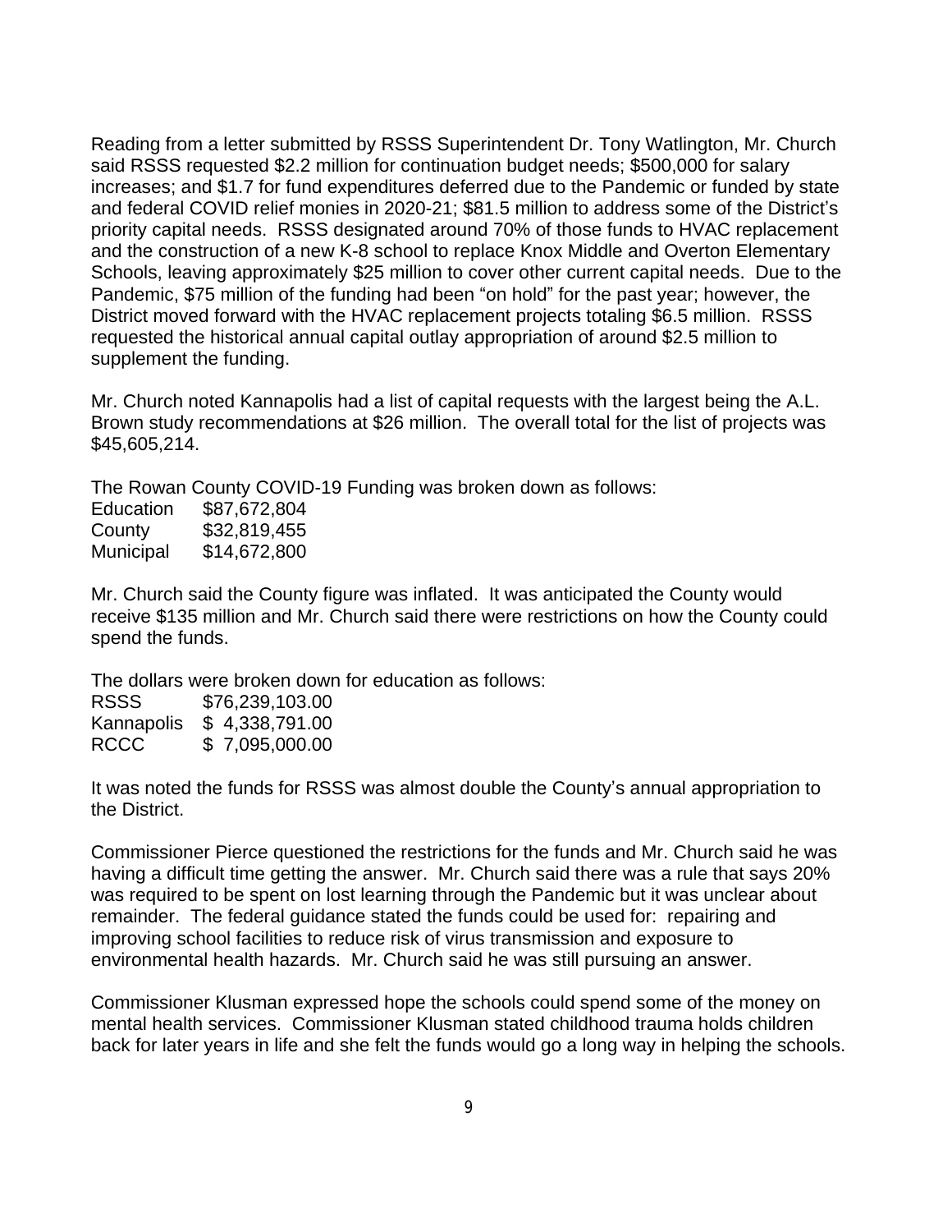Reading from a letter submitted by RSSS Superintendent Dr. Tony Watlington, Mr. Church said RSSS requested $2.2 million for continuation budget needs; $500,000 for salary increases; and $1.7 for fund expenditures deferred due to the Pandemic or funded by state and federal COVID relief monies in 2020-21; $81.5 million to address some of the District's priority capital needs. RSSS designated around 70% of those funds to HVAC replacement and the construction of a new K-8 school to replace Knox Middle and Overton Elementary Schools, leaving approximately $25 million to cover other current capital needs. Due to the Pandemic, $75 million of the funding had been "on hold" for the past year; however, the District moved forward with the HVAC replacement projects totaling $6.5 million. RSSS requested the historical annual capital outlay appropriation of around $2.5 million to supplement the funding.

Mr. Church noted Kannapolis had a list of capital requests with the largest being the A.L. Brown study recommendations at $26 million. The overall total for the list of projects was $45,605,214.

The Rowan County COVID-19 Funding was broken down as follows:

| | |
|---|---|
| Education | $87,672,804 |
| County | $32,819,455 |
| Municipal | $14,672,800 |

Mr. Church said the County figure was inflated. It was anticipated the County would receive $135 million and Mr. Church said there were restrictions on how the County could spend the funds.

The dollars were broken down for education as follows:

| | |
|---|---|
| RSSS | $76,239,103.00 |
| Kannapolis | $ 4,338,791.00 |
| RCCC | $ 7,095,000.00 |

It was noted the funds for RSSS was almost double the County's annual appropriation to the District.

Commissioner Pierce questioned the restrictions for the funds and Mr. Church said he was having a difficult time getting the answer. Mr. Church said there was a rule that says 20% was required to be spent on lost learning through the Pandemic but it was unclear about remainder. The federal guidance stated the funds could be used for: repairing and improving school facilities to reduce risk of virus transmission and exposure to environmental health hazards. Mr. Church said he was still pursuing an answer.

Commissioner Klusman expressed hope the schools could spend some of the money on mental health services. Commissioner Klusman stated childhood trauma holds children back for later years in life and she felt the funds would go a long way in helping the schools.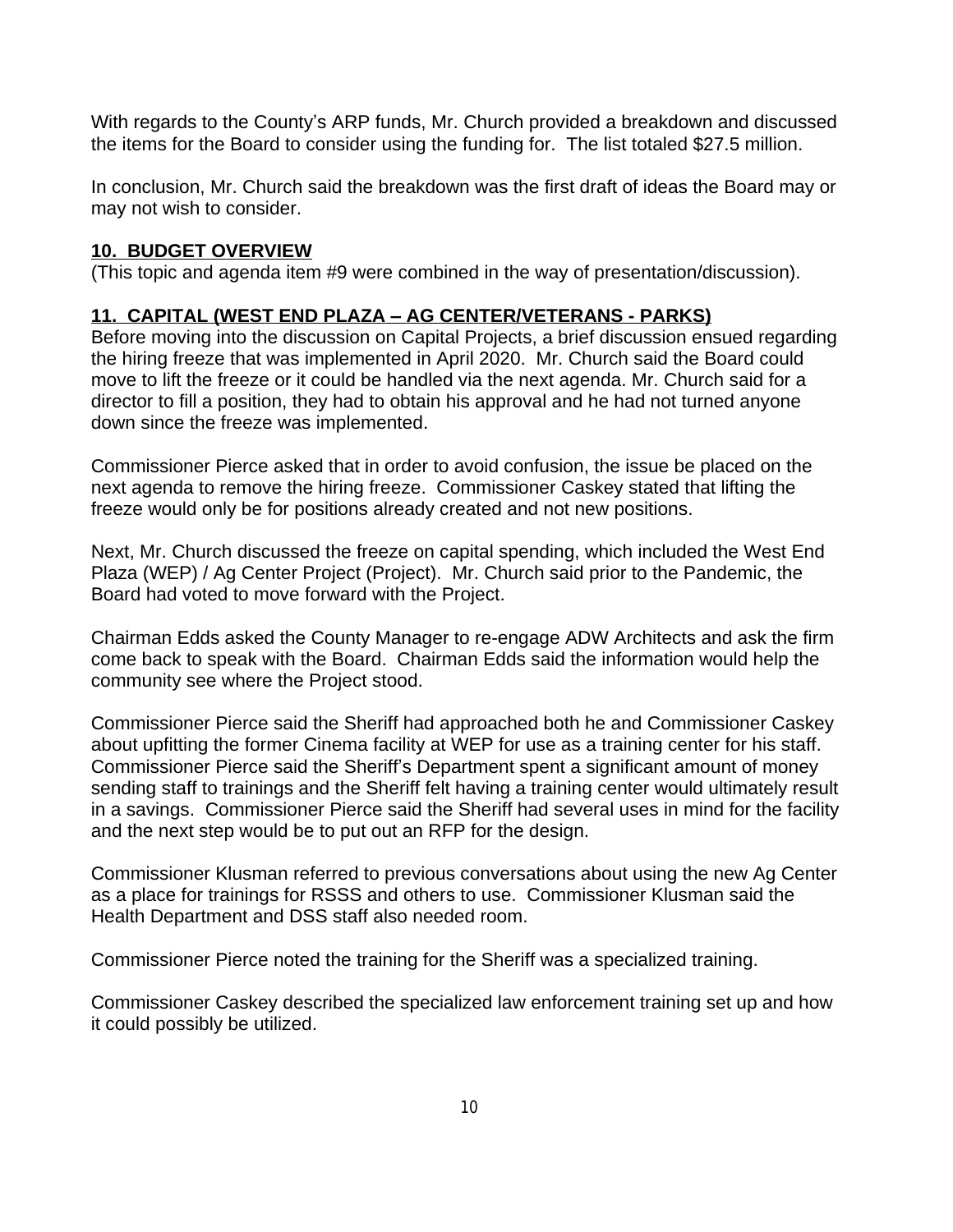With regards to the County's ARP funds, Mr. Church provided a breakdown and discussed the items for the Board to consider using the funding for. The list totaled $27.5 million.

In conclusion, Mr. Church said the breakdown was the first draft of ideas the Board may or may not wish to consider.

## 10. BUDGET OVERVIEW

(This topic and agenda item #9 were combined in the way of presentation/discussion).

## 11. CAPITAL (WEST END PLAZA – AG CENTER/VETERANS - PARKS)

Before moving into the discussion on Capital Projects, a brief discussion ensued regarding the hiring freeze that was implemented in April 2020. Mr. Church said the Board could move to lift the freeze or it could be handled via the next agenda. Mr. Church said for a director to fill a position, they had to obtain his approval and he had not turned anyone down since the freeze was implemented.

Commissioner Pierce asked that in order to avoid confusion, the issue be placed on the next agenda to remove the hiring freeze. Commissioner Caskey stated that lifting the freeze would only be for positions already created and not new positions.

Next, Mr. Church discussed the freeze on capital spending, which included the West End Plaza (WEP) / Ag Center Project (Project). Mr. Church said prior to the Pandemic, the Board had voted to move forward with the Project.

Chairman Edds asked the County Manager to re-engage ADW Architects and ask the firm come back to speak with the Board. Chairman Edds said the information would help the community see where the Project stood.

Commissioner Pierce said the Sheriff had approached both he and Commissioner Caskey about upfitting the former Cinema facility at WEP for use as a training center for his staff. Commissioner Pierce said the Sheriff's Department spent a significant amount of money sending staff to trainings and the Sheriff felt having a training center would ultimately result in a savings. Commissioner Pierce said the Sheriff had several uses in mind for the facility and the next step would be to put out an RFP for the design.

Commissioner Klusman referred to previous conversations about using the new Ag Center as a place for trainings for RSSS and others to use. Commissioner Klusman said the Health Department and DSS staff also needed room.

Commissioner Pierce noted the training for the Sheriff was a specialized training.

Commissioner Caskey described the specialized law enforcement training set up and how it could possibly be utilized.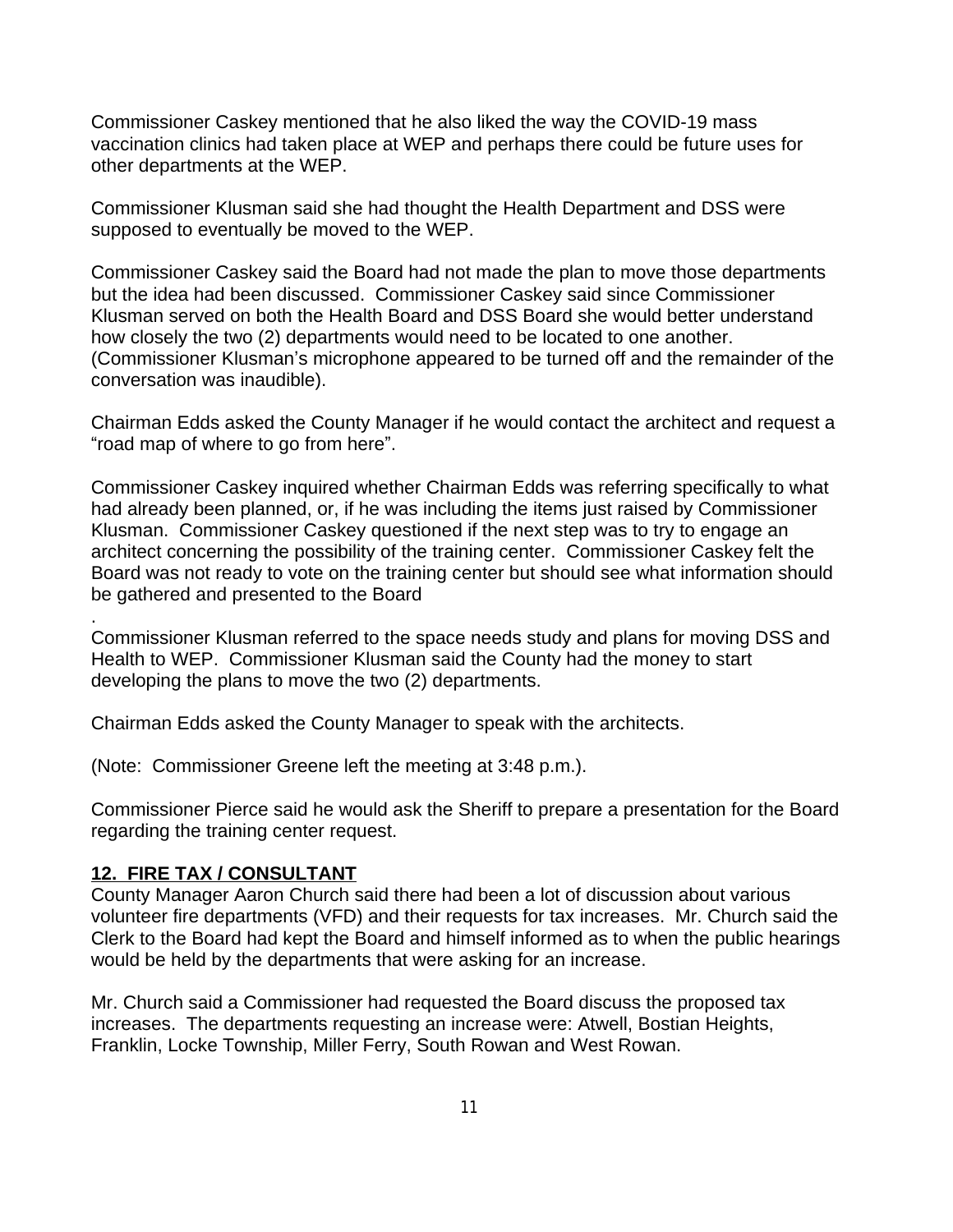Commissioner Caskey mentioned that he also liked the way the COVID-19 mass vaccination clinics had taken place at WEP and perhaps there could be future uses for other departments at the WEP.

Commissioner Klusman said she had thought the Health Department and DSS were supposed to eventually be moved to the WEP.

Commissioner Caskey said the Board had not made the plan to move those departments but the idea had been discussed. Commissioner Caskey said since Commissioner Klusman served on both the Health Board and DSS Board she would better understand how closely the two (2) departments would need to be located to one another. (Commissioner Klusman's microphone appeared to be turned off and the remainder of the conversation was inaudible).

Chairman Edds asked the County Manager if he would contact the architect and request a "road map of where to go from here".

Commissioner Caskey inquired whether Chairman Edds was referring specifically to what had already been planned, or, if he was including the items just raised by Commissioner Klusman. Commissioner Caskey questioned if the next step was to try to engage an architect concerning the possibility of the training center. Commissioner Caskey felt the Board was not ready to vote on the training center but should see what information should be gathered and presented to the Board

.

Commissioner Klusman referred to the space needs study and plans for moving DSS and Health to WEP. Commissioner Klusman said the County had the money to start developing the plans to move the two (2) departments.

Chairman Edds asked the County Manager to speak with the architects.

(Note: Commissioner Greene left the meeting at 3:48 p.m.).

Commissioner Pierce said he would ask the Sheriff to prepare a presentation for the Board regarding the training center request.

**12. FIRE TAX / CONSULTANT**

County Manager Aaron Church said there had been a lot of discussion about various volunteer fire departments (VFD) and their requests for tax increases. Mr. Church said the Clerk to the Board had kept the Board and himself informed as to when the public hearings would be held by the departments that were asking for an increase.

Mr. Church said a Commissioner had requested the Board discuss the proposed tax increases. The departments requesting an increase were: Atwell, Bostian Heights, Franklin, Locke Township, Miller Ferry, South Rowan and West Rowan.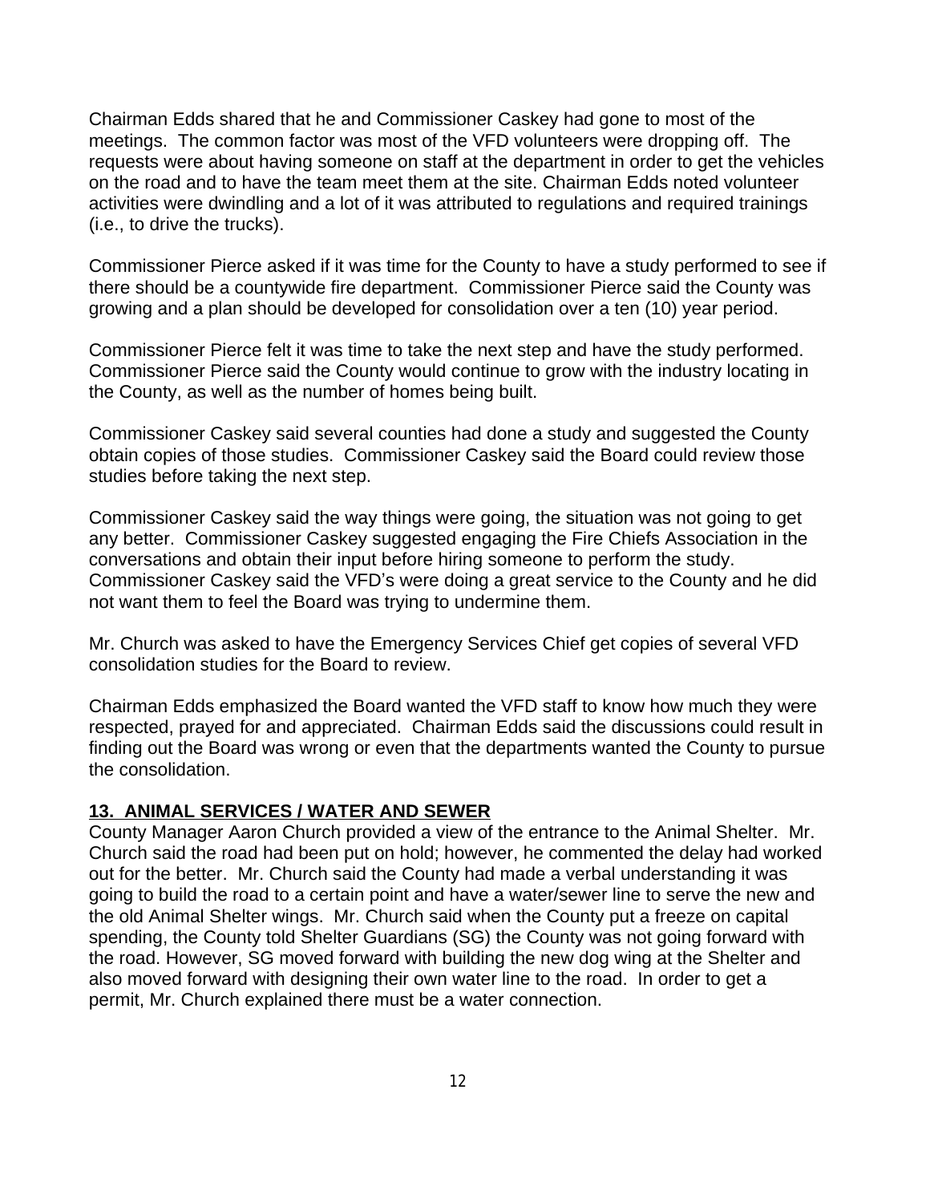Chairman Edds shared that he and Commissioner Caskey had gone to most of the meetings. The common factor was most of the VFD volunteers were dropping off. The requests were about having someone on staff at the department in order to get the vehicles on the road and to have the team meet them at the site. Chairman Edds noted volunteer activities were dwindling and a lot of it was attributed to regulations and required trainings (i.e., to drive the trucks).

Commissioner Pierce asked if it was time for the County to have a study performed to see if there should be a countywide fire department. Commissioner Pierce said the County was growing and a plan should be developed for consolidation over a ten (10) year period.

Commissioner Pierce felt it was time to take the next step and have the study performed. Commissioner Pierce said the County would continue to grow with the industry locating in the County, as well as the number of homes being built.

Commissioner Caskey said several counties had done a study and suggested the County obtain copies of those studies. Commissioner Caskey said the Board could review those studies before taking the next step.

Commissioner Caskey said the way things were going, the situation was not going to get any better. Commissioner Caskey suggested engaging the Fire Chiefs Association in the conversations and obtain their input before hiring someone to perform the study. Commissioner Caskey said the VFD's were doing a great service to the County and he did not want them to feel the Board was trying to undermine them.

Mr. Church was asked to have the Emergency Services Chief get copies of several VFD consolidation studies for the Board to review.

Chairman Edds emphasized the Board wanted the VFD staff to know how much they were respected, prayed for and appreciated. Chairman Edds said the discussions could result in finding out the Board was wrong or even that the departments wanted the County to pursue the consolidation.

**13. ANIMAL SERVICES / WATER AND SEWER**

County Manager Aaron Church provided a view of the entrance to the Animal Shelter. Mr. Church said the road had been put on hold; however, he commented the delay had worked out for the better. Mr. Church said the County had made a verbal understanding it was going to build the road to a certain point and have a water/sewer line to serve the new and the old Animal Shelter wings. Mr. Church said when the County put a freeze on capital spending, the County told Shelter Guardians (SG) the County was not going forward with the road. However, SG moved forward with building the new dog wing at the Shelter and also moved forward with designing their own water line to the road. In order to get a permit, Mr. Church explained there must be a water connection.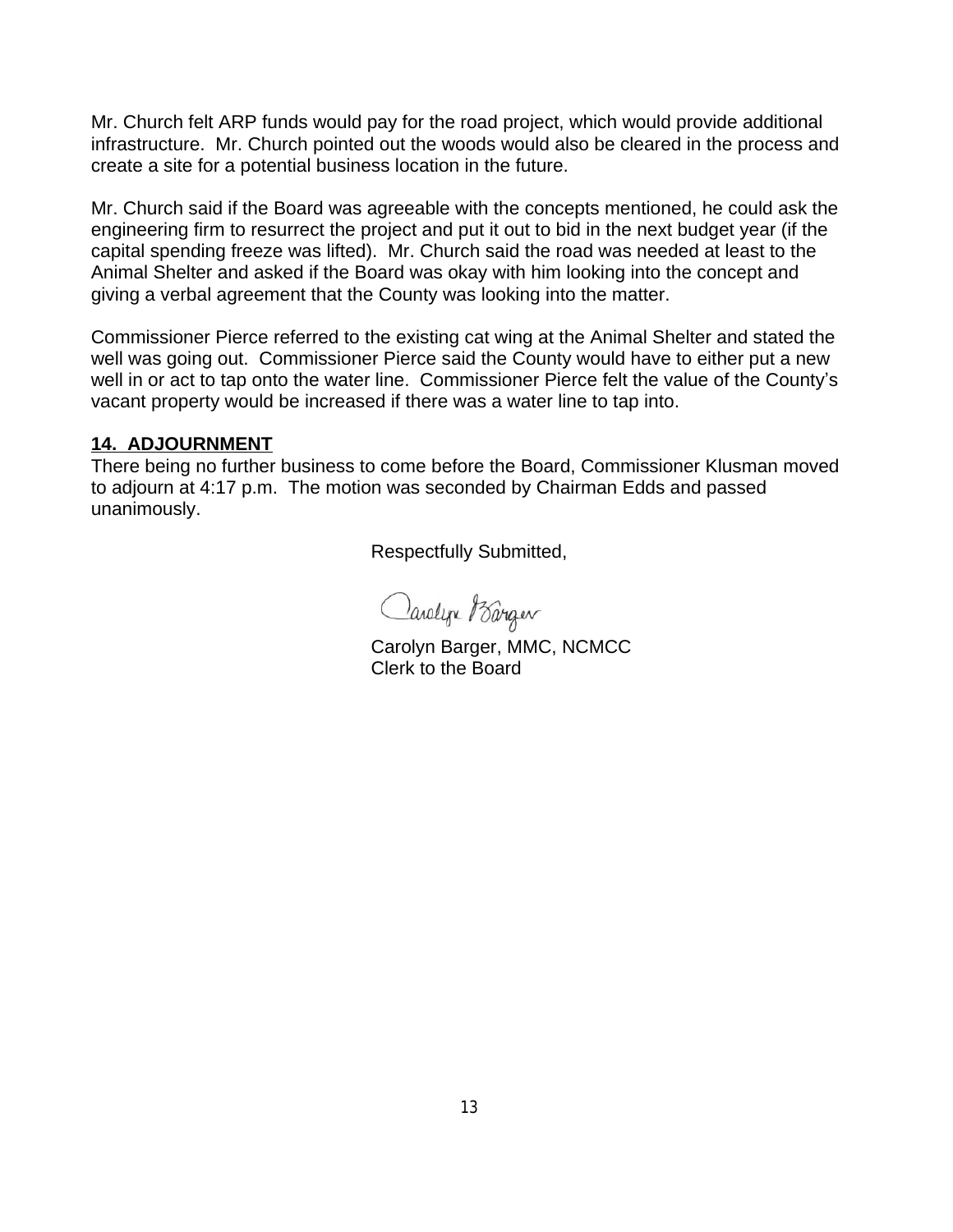Mr. Church felt ARP funds would pay for the road project, which would provide additional infrastructure. Mr. Church pointed out the woods would also be cleared in the process and create a site for a potential business location in the future.

Mr. Church said if the Board was agreeable with the concepts mentioned, he could ask the engineering firm to resurrect the project and put it out to bid in the next budget year (if the capital spending freeze was lifted). Mr. Church said the road was needed at least to the Animal Shelter and asked if the Board was okay with him looking into the concept and giving a verbal agreement that the County was looking into the matter.

Commissioner Pierce referred to the existing cat wing at the Animal Shelter and stated the well was going out. Commissioner Pierce said the County would have to either put a new well in or act to tap onto the water line. Commissioner Pierce felt the value of the County's vacant property would be increased if there was a water line to tap into.

**14. ADJOURNMENT**

There being no further business to come before the Board, Commissioner Klusman moved to adjourn at 4:17 p.m. The motion was seconded by Chairman Edds and passed unanimously.

Respectfully Submitted,

Carolyn Barger

Carolyn Barger, MMC, NCMCC
Clerk to the Board